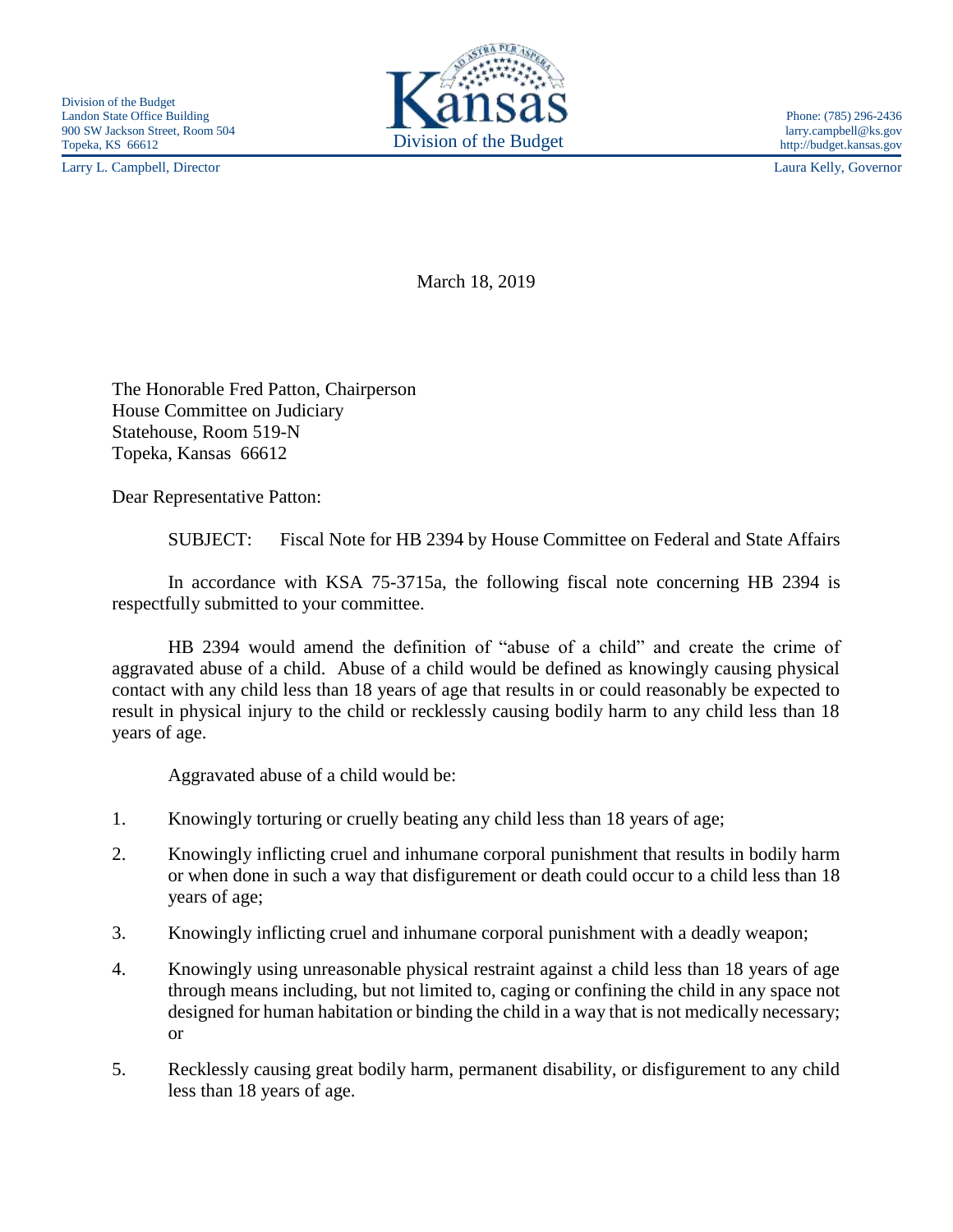Division of the Budget
Landon State Office Building
900 SW Jackson Street, Room 504
Topeka, KS 66612

Kansas
Division of the Budget

Phone: (785) 296-2436
larry.campbell@ks.gov
http://budget.kansas.gov

Larry L. Campbell, Director

Laura Kelly, Governor

March 18, 2019

The Honorable Fred Patton, Chairperson
House Committee on Judiciary
Statehouse, Room 519-N
Topeka, Kansas 66612

Dear Representative Patton:

SUBJECT: Fiscal Note for HB 2394 by House Committee on Federal and State Affairs

In accordance with KSA 75-3715a, the following fiscal note concerning HB 2394 is respectfully submitted to your committee.

HB 2394 would amend the definition of "abuse of a child" and create the crime of aggravated abuse of a child. Abuse of a child would be defined as knowingly causing physical contact with any child less than 18 years of age that results in or could reasonably be expected to result in physical injury to the child or recklessly causing bodily harm to any child less than 18 years of age.

Aggravated abuse of a child would be:

1. Knowingly torturing or cruelly beating any child less than 18 years of age;
2. Knowingly inflicting cruel and inhumane corporal punishment that results in bodily harm or when done in such a way that disfigurement or death could occur to a child less than 18 years of age;
3. Knowingly inflicting cruel and inhumane corporal punishment with a deadly weapon;
4. Knowingly using unreasonable physical restraint against a child less than 18 years of age through means including, but not limited to, caging or confining the child in any space not designed for human habitation or binding the child in a way that is not medically necessary; or
5. Recklessly causing great bodily harm, permanent disability, or disfigurement to any child less than 18 years of age.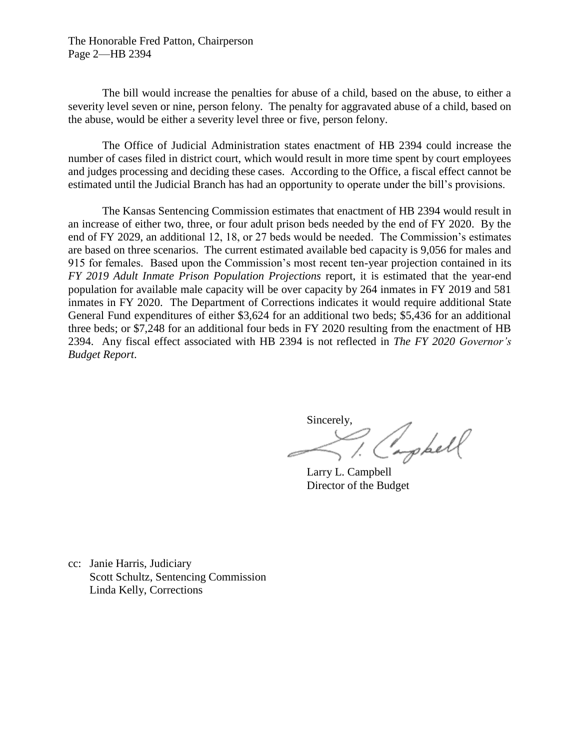The bill would increase the penalties for abuse of a child, based on the abuse, to either a severity level seven or nine, person felony. The penalty for aggravated abuse of a child, based on the abuse, would be either a severity level three or five, person felony.

The Office of Judicial Administration states enactment of HB 2394 could increase the number of cases filed in district court, which would result in more time spent by court employees and judges processing and deciding these cases. According to the Office, a fiscal effect cannot be estimated until the Judicial Branch has had an opportunity to operate under the bill's provisions.

The Kansas Sentencing Commission estimates that enactment of HB 2394 would result in an increase of either two, three, or four adult prison beds needed by the end of FY 2020. By the end of FY 2029, an additional 12, 18, or 27 beds would be needed. The Commission's estimates are based on three scenarios. The current estimated available bed capacity is 9,056 for males and 915 for females. Based upon the Commission's most recent ten-year projection contained in its *FY 2019 Adult Inmate Prison Population Projections* report, it is estimated that the year-end population for available male capacity will be over capacity by 264 inmates in FY 2019 and 581 inmates in FY 2020. The Department of Corrections indicates it would require additional State General Fund expenditures of either $3,624 for an additional two beds; $5,436 for an additional three beds; or $7,248 for an additional four beds in FY 2020 resulting from the enactment of HB 2394. Any fiscal effect associated with HB 2394 is not reflected in *The FY 2020 Governor's Budget Report*.

Sincerely,

Larry L. Campbell
Director of the Budget

cc: Janie Harris, Judiciary
Scott Schultz, Sentencing Commission
Linda Kelly, Corrections